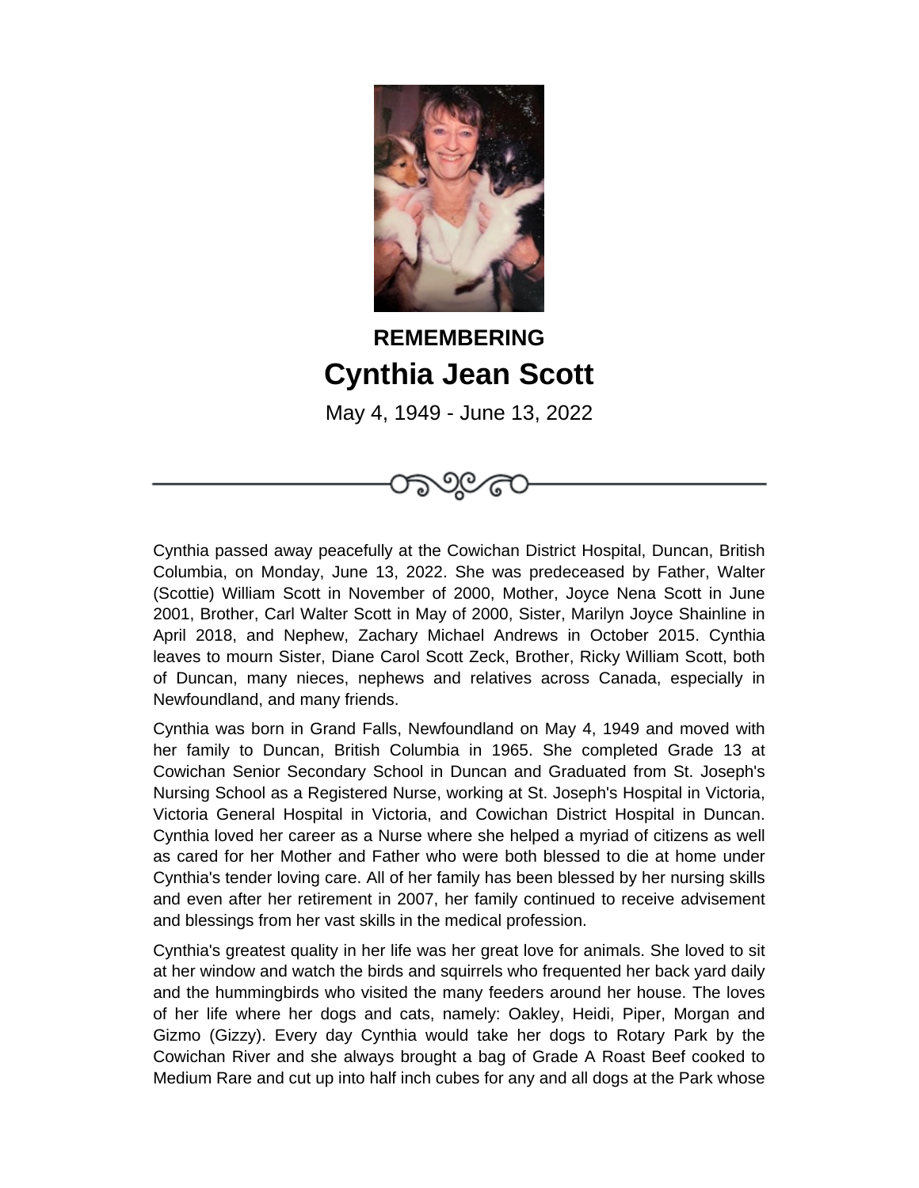**REMEMBERING**

# Cynthia Jean Scott

May 4, 1949 - June 13, 2022

Cynthia passed away peacefully at the Cowichan District Hospital, Duncan, British Columbia, on Monday, June 13, 2022. She was predeceased by Father, Walter (Scottie) William Scott in November of 2000, Mother, Joyce Nena Scott in June 2001, Brother, Carl Walter Scott in May of 2000, Sister, Marilyn Joyce Shainline in April 2018, and Nephew, Zachary Michael Andrews in October 2015. Cynthia leaves to mourn Sister, Diane Carol Scott Zeck, Brother, Ricky William Scott, both of Duncan, many nieces, nephews and relatives across Canada, especially in Newfoundland, and many friends.

Cynthia was born in Grand Falls, Newfoundland on May 4, 1949 and moved with her family to Duncan, British Columbia in 1965. She completed Grade 13 at Cowichan Senior Secondary School in Duncan and Graduated from St. Joseph's Nursing School as a Registered Nurse, working at St. Joseph's Hospital in Victoria, Victoria General Hospital in Victoria, and Cowichan District Hospital in Duncan. Cynthia loved her career as a Nurse where she helped a myriad of citizens as well as cared for her Mother and Father who were both blessed to die at home under Cynthia's tender loving care. All of her family has been blessed by her nursing skills and even after her retirement in 2007, her family continued to receive advisement and blessings from her vast skills in the medical profession.

Cynthia's greatest quality in her life was her great love for animals. She loved to sit at her window and watch the birds and squirrels who frequented her back yard daily and the hummingbirds who visited the many feeders around her house. The loves of her life where her dogs and cats, namely: Oakley, Heidi, Piper, Morgan and Gizmo (Gizzy). Every day Cynthia would take her dogs to Rotary Park by the Cowichan River and she always brought a bag of Grade A Roast Beef cooked to Medium Rare and cut up into half inch cubes for any and all dogs at the Park whose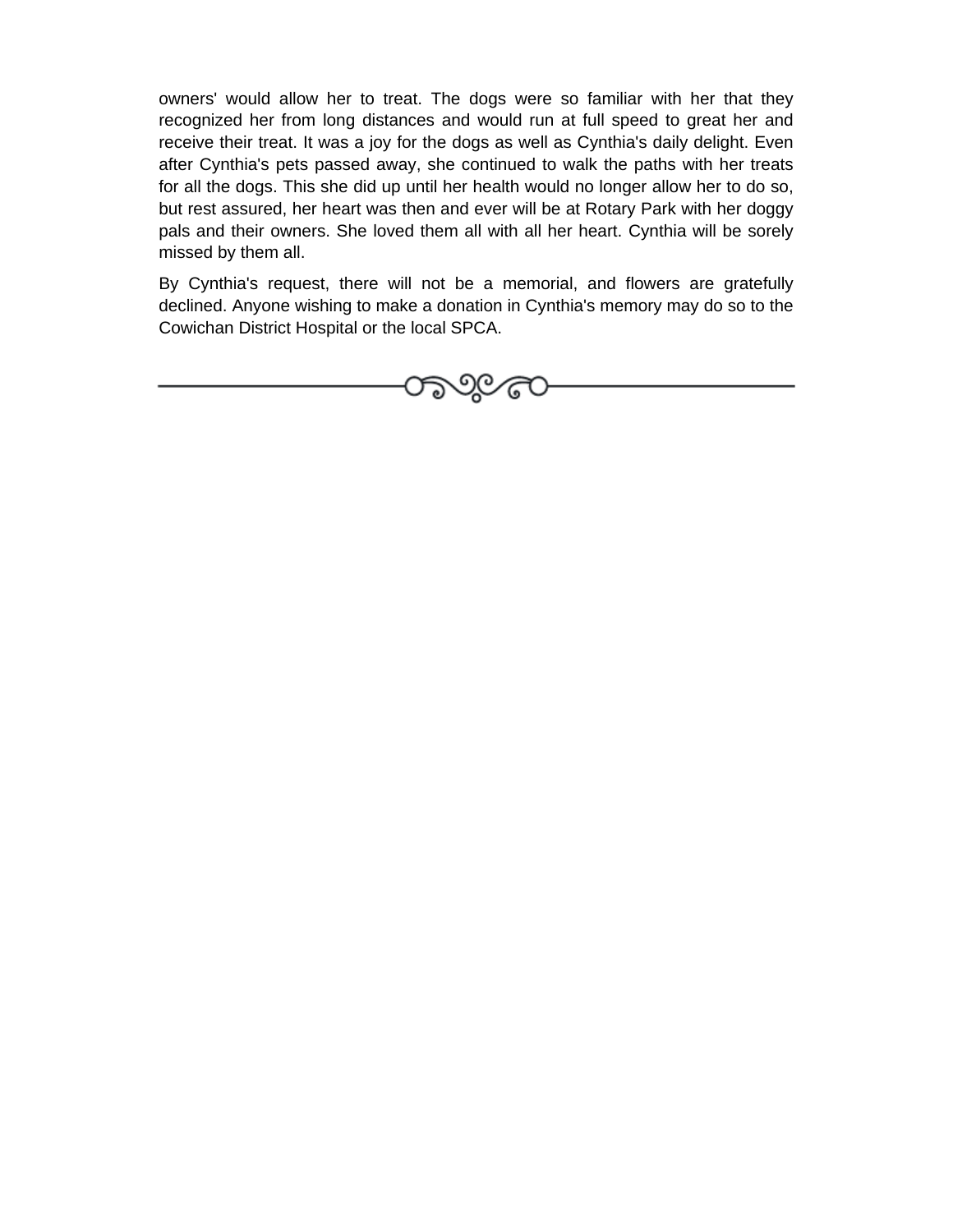owners' would allow her to treat. The dogs were so familiar with her that they recognized her from long distances and would run at full speed to great her and receive their treat. It was a joy for the dogs as well as Cynthia's daily delight. Even after Cynthia's pets passed away, she continued to walk the paths with her treats for all the dogs. This she did up until her health would no longer allow her to do so, but rest assured, her heart was then and ever will be at Rotary Park with her doggy pals and their owners. She loved them all with all her heart. Cynthia will be sorely missed by them all.

By Cynthia's request, there will not be a memorial, and flowers are gratefully declined. Anyone wishing to make a donation in Cynthia's memory may do so to the Cowichan District Hospital or the local SPCA.